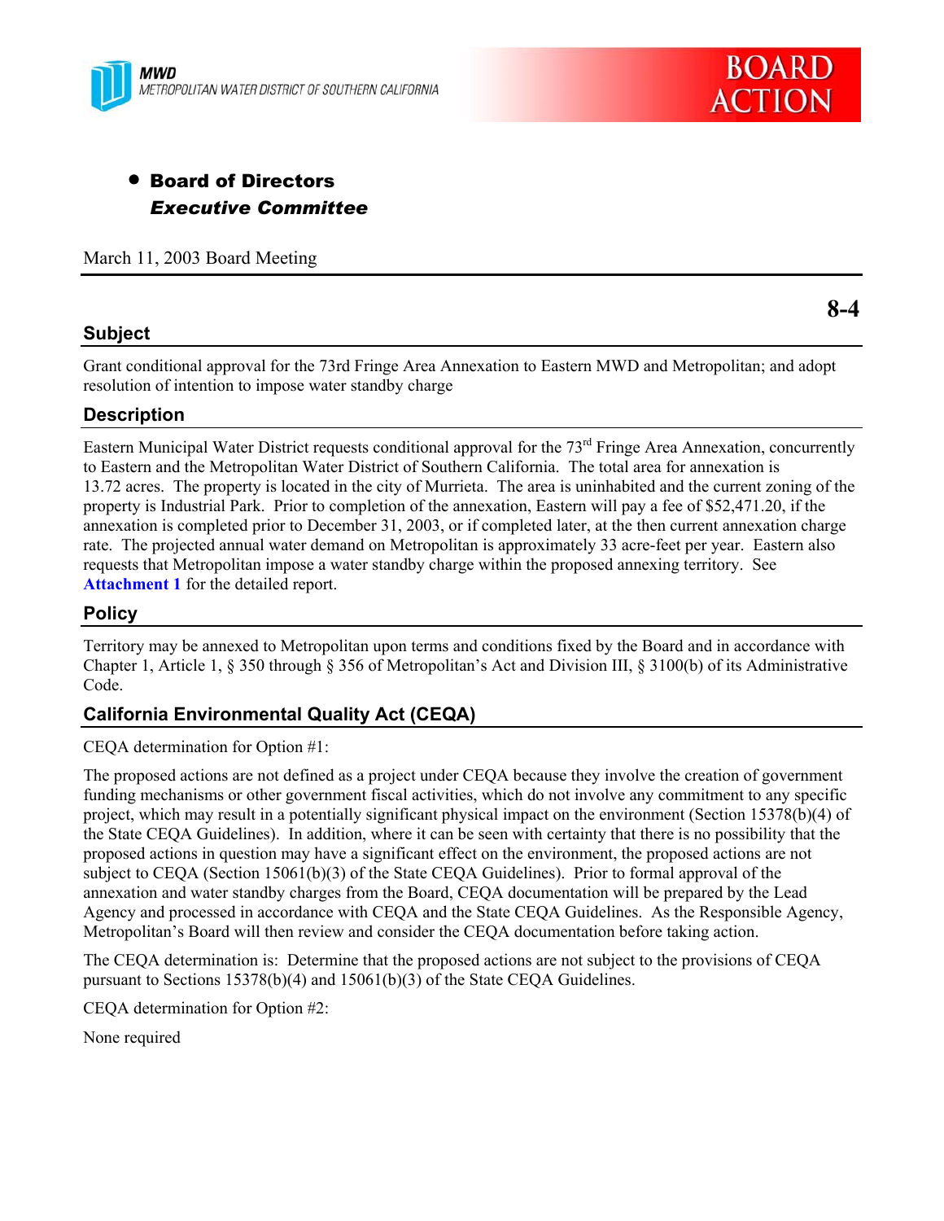MWD
METROPOLITAN WATER DISTRICT OF SOUTHERN CALIFORNIA

BOARD ACTION

- **Board of Directors**
  ***Executive Committee***

March 11, 2003 Board Meeting

**8-4**

## Subject

Grant conditional approval for the 73rd Fringe Area Annexation to Eastern MWD and Metropolitan; and adopt resolution of intention to impose water standby charge

## Description

Eastern Municipal Water District requests conditional approval for the 73rd Fringe Area Annexation, concurrently to Eastern and the Metropolitan Water District of Southern California. The total area for annexation is 13.72 acres. The property is located in the city of Murrieta. The area is uninhabited and the current zoning of the property is Industrial Park. Prior to completion of the annexation, Eastern will pay a fee of $52,471.20, if the annexation is completed prior to December 31, 2003, or if completed later, at the then current annexation charge rate. The projected annual water demand on Metropolitan is approximately 33 acre-feet per year. Eastern also requests that Metropolitan impose a water standby charge within the proposed annexing territory. See **Attachment 1** for the detailed report.

## Policy

Territory may be annexed to Metropolitan upon terms and conditions fixed by the Board and in accordance with Chapter 1, Article 1, § 350 through § 356 of Metropolitan's Act and Division III, § 3100(b) of its Administrative Code.

## California Environmental Quality Act (CEQA)

CEQA determination for Option #1:

The proposed actions are not defined as a project under CEQA because they involve the creation of government funding mechanisms or other government fiscal activities, which do not involve any commitment to any specific project, which may result in a potentially significant physical impact on the environment (Section 15378(b)(4) of the State CEQA Guidelines). In addition, where it can be seen with certainty that there is no possibility that the proposed actions in question may have a significant effect on the environment, the proposed actions are not subject to CEQA (Section 15061(b)(3) of the State CEQA Guidelines). Prior to formal approval of the annexation and water standby charges from the Board, CEQA documentation will be prepared by the Lead Agency and processed in accordance with CEQA and the State CEQA Guidelines. As the Responsible Agency, Metropolitan's Board will then review and consider the CEQA documentation before taking action.

The CEQA determination is: Determine that the proposed actions are not subject to the provisions of CEQA pursuant to Sections 15378(b)(4) and 15061(b)(3) of the State CEQA Guidelines.

CEQA determination for Option #2:

None required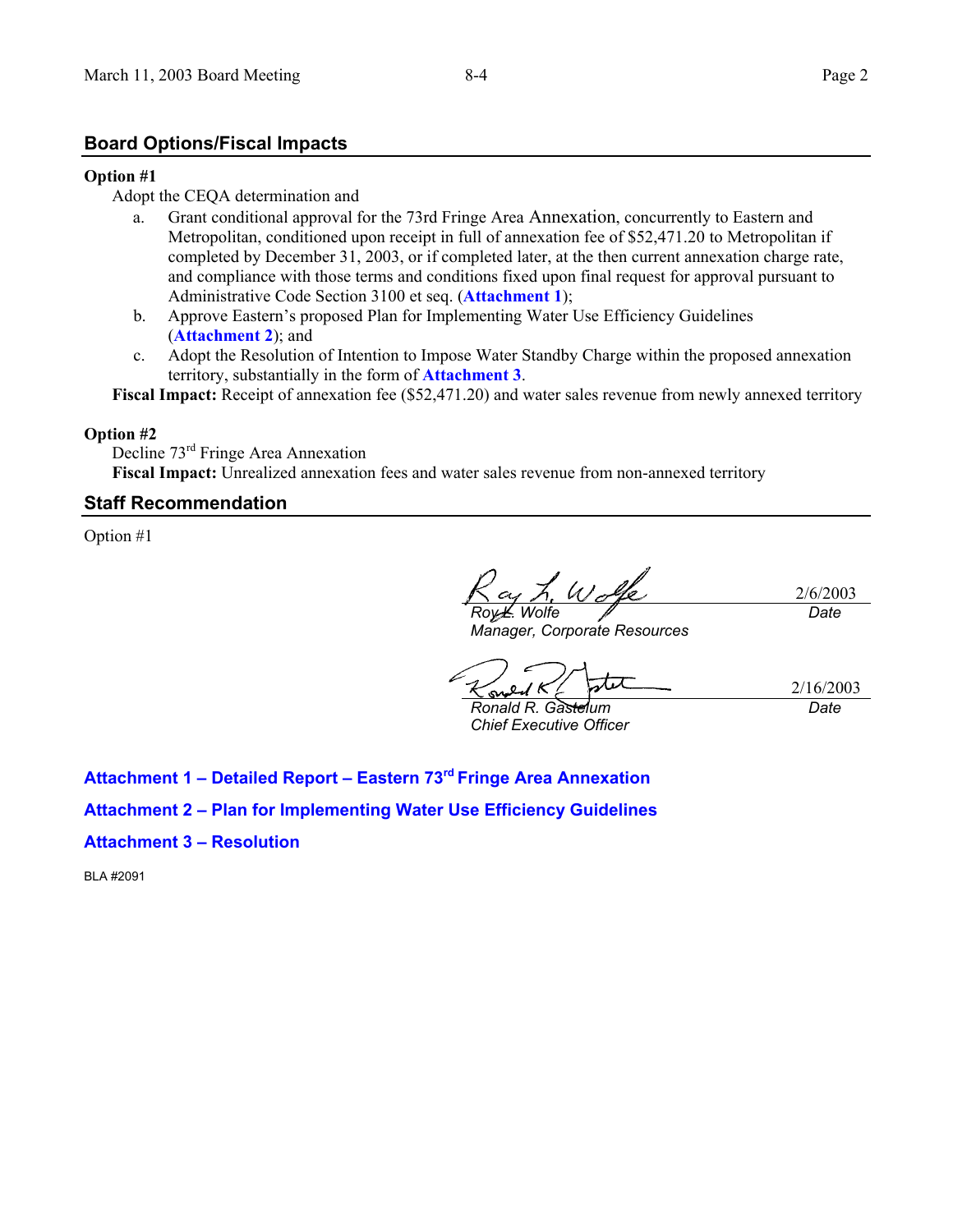## Board Options/Fiscal Impacts

**Option #1**

Adopt the CEQA determination and

a. Grant conditional approval for the 73rd Fringe Area Annexation, concurrently to Eastern and Metropolitan, conditioned upon receipt in full of annexation fee of $52,471.20 to Metropolitan if completed by December 31, 2003, or if completed later, at the then current annexation charge rate, and compliance with those terms and conditions fixed upon final request for approval pursuant to Administrative Code Section 3100 et seq. (**Attachment 1**);
b. Approve Eastern's proposed Plan for Implementing Water Use Efficiency Guidelines (**Attachment 2**); and
c. Adopt the Resolution of Intention to Impose Water Standby Charge within the proposed annexation territory, substantially in the form of **Attachment 3**.

**Fiscal Impact:** Receipt of annexation fee ($52,471.20) and water sales revenue from newly annexed territory

**Option #2**

Decline 73rd Fringe Area Annexation

**Fiscal Impact:** Unrealized annexation fees and water sales revenue from non-annexed territory

## Staff Recommendation

Option #1

| | |
|---|---|
| *Roy L. Wolfe*<br>*Manager, Corporate Resources* | 2/6/2003<br>*Date* |
| *Ronald R. Gastelum*<br>*Chief Executive Officer* | 2/16/2003<br>*Date* |

**Attachment 1 – Detailed Report – Eastern 73rd Fringe Area Annexation**

**Attachment 2 – Plan for Implementing Water Use Efficiency Guidelines**

**Attachment 3 – Resolution**

BLA #2091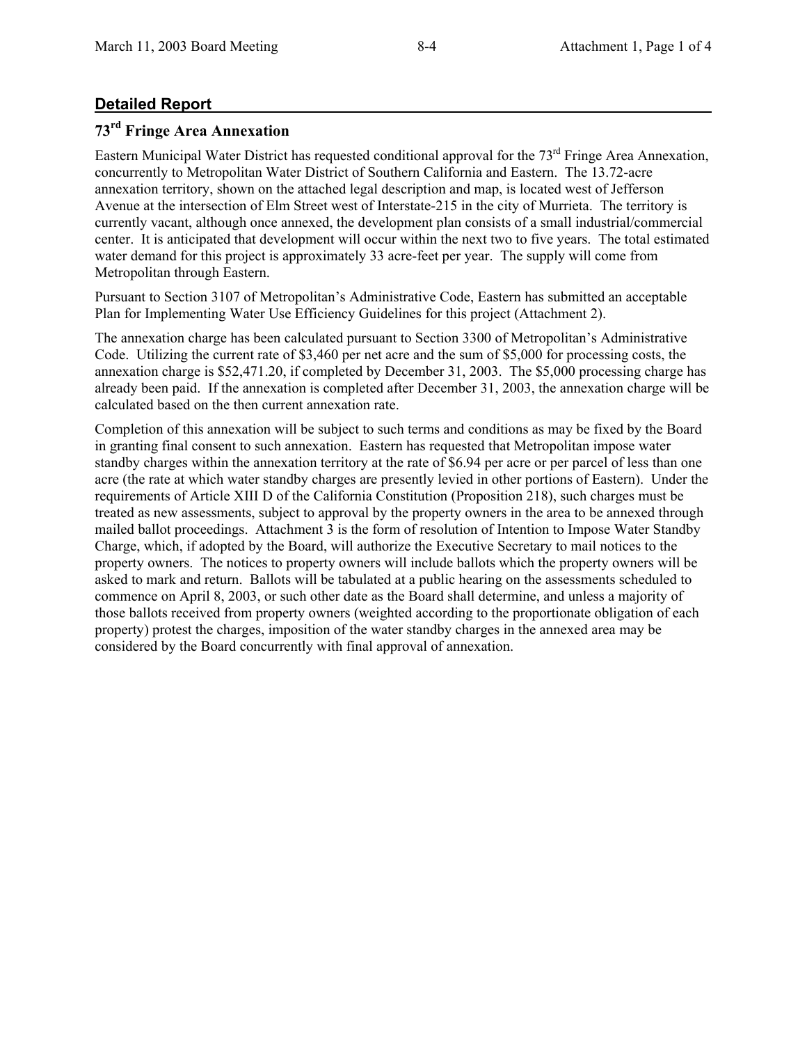## Detailed Report

### 73rd Fringe Area Annexation

Eastern Municipal Water District has requested conditional approval for the 73rd Fringe Area Annexation, concurrently to Metropolitan Water District of Southern California and Eastern. The 13.72-acre annexation territory, shown on the attached legal description and map, is located west of Jefferson Avenue at the intersection of Elm Street west of Interstate-215 in the city of Murrieta. The territory is currently vacant, although once annexed, the development plan consists of a small industrial/commercial center. It is anticipated that development will occur within the next two to five years. The total estimated water demand for this project is approximately 33 acre-feet per year. The supply will come from Metropolitan through Eastern.

Pursuant to Section 3107 of Metropolitan's Administrative Code, Eastern has submitted an acceptable Plan for Implementing Water Use Efficiency Guidelines for this project (Attachment 2).

The annexation charge has been calculated pursuant to Section 3300 of Metropolitan's Administrative Code. Utilizing the current rate of $3,460 per net acre and the sum of $5,000 for processing costs, the annexation charge is $52,471.20, if completed by December 31, 2003. The $5,000 processing charge has already been paid. If the annexation is completed after December 31, 2003, the annexation charge will be calculated based on the then current annexation rate.

Completion of this annexation will be subject to such terms and conditions as may be fixed by the Board in granting final consent to such annexation. Eastern has requested that Metropolitan impose water standby charges within the annexation territory at the rate of $6.94 per acre or per parcel of less than one acre (the rate at which water standby charges are presently levied in other portions of Eastern). Under the requirements of Article XIII D of the California Constitution (Proposition 218), such charges must be treated as new assessments, subject to approval by the property owners in the area to be annexed through mailed ballot proceedings. Attachment 3 is the form of resolution of Intention to Impose Water Standby Charge, which, if adopted by the Board, will authorize the Executive Secretary to mail notices to the property owners. The notices to property owners will include ballots which the property owners will be asked to mark and return. Ballots will be tabulated at a public hearing on the assessments scheduled to commence on April 8, 2003, or such other date as the Board shall determine, and unless a majority of those ballots received from property owners (weighted according to the proportionate obligation of each property) protest the charges, imposition of the water standby charges in the annexed area may be considered by the Board concurrently with final approval of annexation.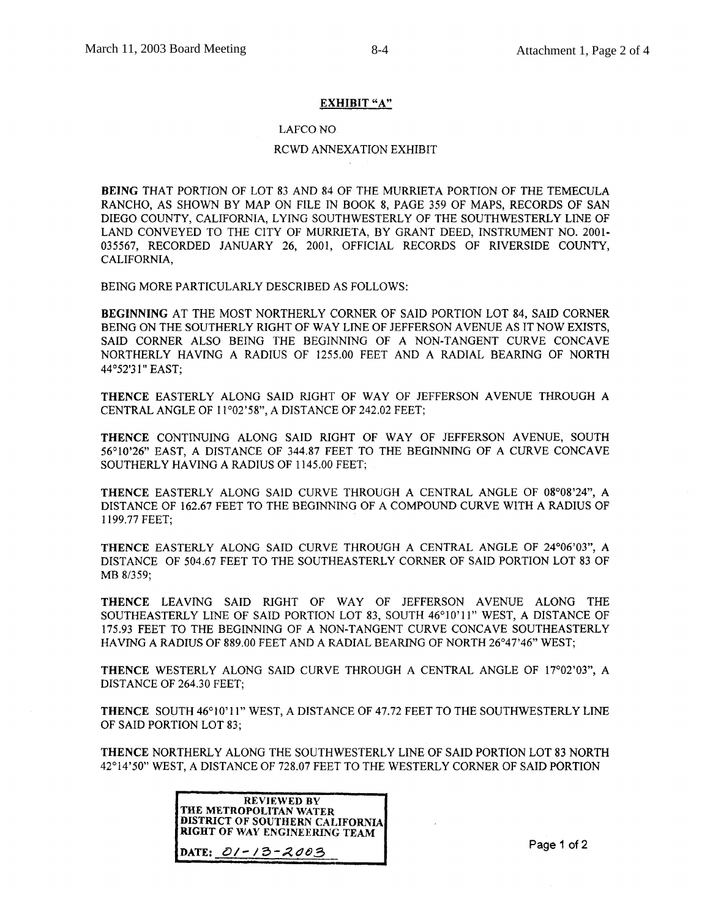## EXHIBIT "A"

LAFCO NO

RCWD ANNEXATION EXHIBIT

**BEING** THAT PORTION OF LOT 83 AND 84 OF THE MURRIETA PORTION OF THE TEMECULA RANCHO, AS SHOWN BY MAP ON FILE IN BOOK 8, PAGE 359 OF MAPS, RECORDS OF SAN DIEGO COUNTY, CALIFORNIA, LYING SOUTHWESTERLY OF THE SOUTHWESTERLY LINE OF LAND CONVEYED TO THE CITY OF MURRIETA, BY GRANT DEED, INSTRUMENT NO. 2001-035567, RECORDED JANUARY 26, 2001, OFFICIAL RECORDS OF RIVERSIDE COUNTY, CALIFORNIA,

BEING MORE PARTICULARLY DESCRIBED AS FOLLOWS:

**BEGINNING** AT THE MOST NORTHERLY CORNER OF SAID PORTION LOT 84, SAID CORNER BEING ON THE SOUTHERLY RIGHT OF WAY LINE OF JEFFERSON AVENUE AS IT NOW EXISTS, SAID CORNER ALSO BEING THE BEGINNING OF A NON-TANGENT CURVE CONCAVE NORTHERLY HAVING A RADIUS OF 1255.00 FEET AND A RADIAL BEARING OF NORTH 44°52'31" EAST;

**THENCE** EASTERLY ALONG SAID RIGHT OF WAY OF JEFFERSON AVENUE THROUGH A CENTRAL ANGLE OF 11°02'58", A DISTANCE OF 242.02 FEET;

**THENCE** CONTINUING ALONG SAID RIGHT OF WAY OF JEFFERSON AVENUE, SOUTH 56°10'26" EAST, A DISTANCE OF 344.87 FEET TO THE BEGINNING OF A CURVE CONCAVE SOUTHERLY HAVING A RADIUS OF 1145.00 FEET;

**THENCE** EASTERLY ALONG SAID CURVE THROUGH A CENTRAL ANGLE OF 08°08'24", A DISTANCE OF 162.67 FEET TO THE BEGINNING OF A COMPOUND CURVE WITH A RADIUS OF 1199.77 FEET;

**THENCE** EASTERLY ALONG SAID CURVE THROUGH A CENTRAL ANGLE OF 24°06'03", A DISTANCE OF 504.67 FEET TO THE SOUTHEASTERLY CORNER OF SAID PORTION LOT 83 OF MB 8/359;

**THENCE** LEAVING SAID RIGHT OF WAY OF JEFFERSON AVENUE ALONG THE SOUTHEASTERLY LINE OF SAID PORTION LOT 83, SOUTH 46°10'11" WEST, A DISTANCE OF 175.93 FEET TO THE BEGINNING OF A NON-TANGENT CURVE CONCAVE SOUTHEASTERLY HAVING A RADIUS OF 889.00 FEET AND A RADIAL BEARING OF NORTH 26°47'46" WEST;

**THENCE** WESTERLY ALONG SAID CURVE THROUGH A CENTRAL ANGLE OF 17°02'03", A DISTANCE OF 264.30 FEET;

**THENCE** SOUTH 46°10'11" WEST, A DISTANCE OF 47.72 FEET TO THE SOUTHWESTERLY LINE OF SAID PORTION LOT 83;

**THENCE** NORTHERLY ALONG THE SOUTHWESTERLY LINE OF SAID PORTION LOT 83 NORTH 42°14'50" WEST, A DISTANCE OF 728.07 FEET TO THE WESTERLY CORNER OF SAID PORTION

**REVIEWED BY THE METROPOLITAN WATER DISTRICT OF SOUTHERN CALIFORNIA RIGHT OF WAY ENGINEERING TEAM**

**DATE:** 01-13-2003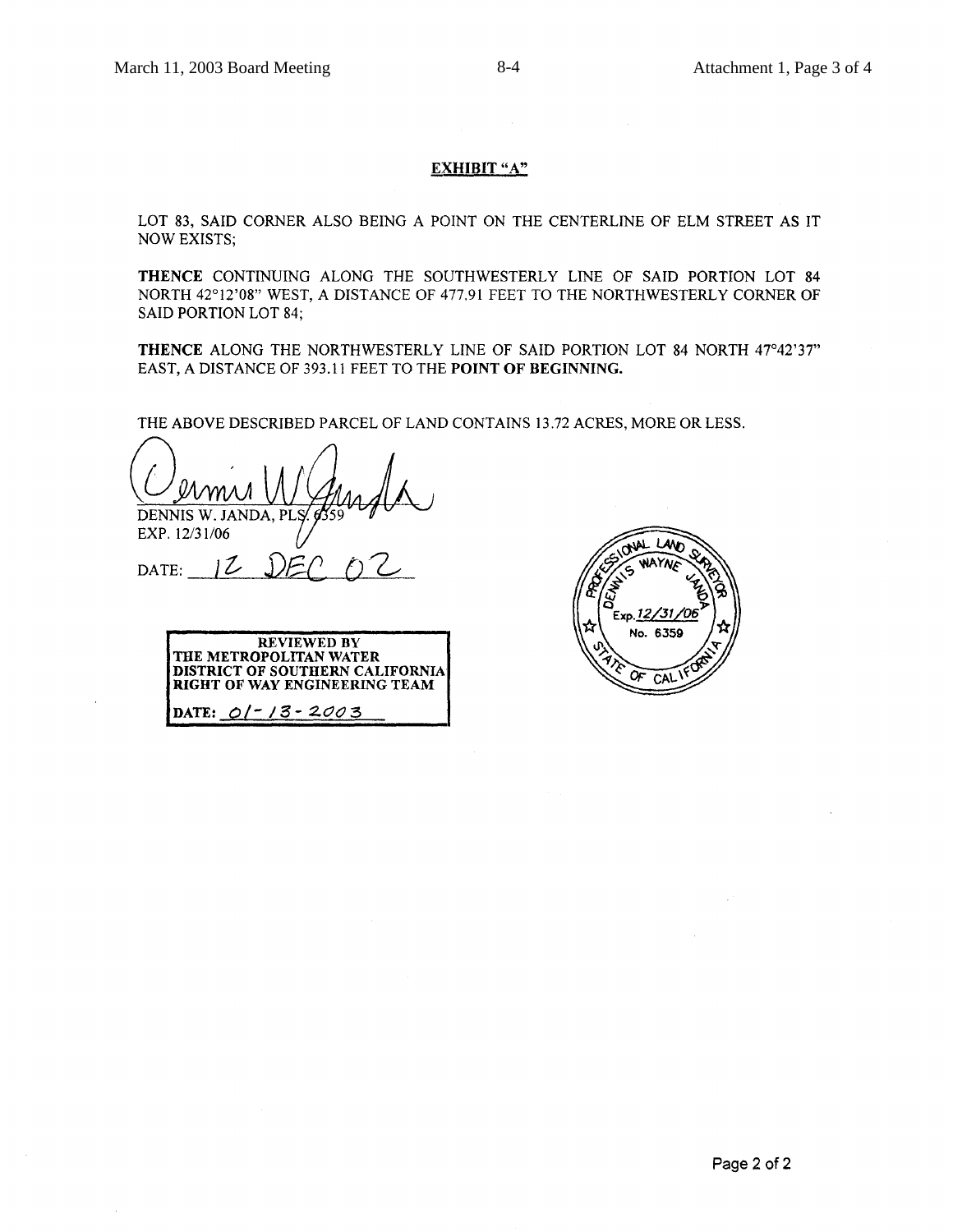## EXHIBIT "A"

LOT 83, SAID CORNER ALSO BEING A POINT ON THE CENTERLINE OF ELM STREET AS IT NOW EXISTS;

**THENCE** CONTINUING ALONG THE SOUTHWESTERLY LINE OF SAID PORTION LOT 84 NORTH 42°12'08" WEST, A DISTANCE OF 477.91 FEET TO THE NORTHWESTERLY CORNER OF SAID PORTION LOT 84;

**THENCE** ALONG THE NORTHWESTERLY LINE OF SAID PORTION LOT 84 NORTH 47°42'37" EAST, A DISTANCE OF 393.11 FEET TO THE **POINT OF BEGINNING.**

THE ABOVE DESCRIBED PARCEL OF LAND CONTAINS 13.72 ACRES, MORE OR LESS.

DENNIS W. JANDA, PLS. 6359
EXP. 12/31/06

DATE: 12 DEC 02

PROFESSIONAL LAND SURVEYOR
DENNIS WAYNE JANDA
Exp. 12/31/06
No. 6359
STATE OF CALIFORNIA

**REVIEWED BY THE METROPOLITAN WATER DISTRICT OF SOUTHERN CALIFORNIA RIGHT OF WAY ENGINEERING TEAM**

**DATE:** 01-13-2003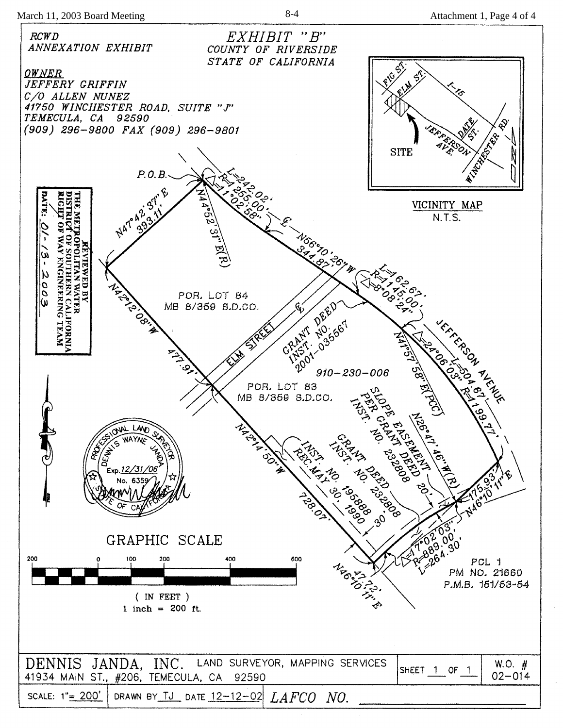RCWD
ANNEXATION EXHIBIT

# EXHIBIT "B"

COUNTY OF RIVERSIDE
STATE OF CALIFORNIA

**OWNER**
JEFFERY GRIFFIN
C/O ALLEN NUNEZ
41750 WINCHESTER ROAD, SUITE "J"
TEMECULA, CA 92590
(909) 296-9800 FAX (909) 296-9801

VICINITY MAP
N.T.S.

FIG ST.
ELM ST.
I-15
SITE
JEFFERSON AVE.
DATE ST.
WINCHESTER RD.

REVIEWED BY
THE METROPOLITAN WATER
DISTRICT OF SOUTHERN CALIFORNIA
RIGHT OF WAY ENGINEERING TEAM
DATE: 01-13-2003

P.O.B.
N47°42'37" E 393.11'
L=242.02'
R=1255.00'
Δ=11°02'58"
N44°52'37" E(R)
℄
N56°10'26" W 344.87'
L=162.67'
R=1145.00'
Δ=8°08'24"
N42°12'08" W 477.91'
POR. LOT 84
MB 8/359 S.D.CO.
ELM STREET
℄
GRANT DEED
INST. NO.
2001-035567
910-230-006
POR. LOT 83
MB 8/359 S.D.CO.
JEFFERSON AVENUE
N41°57'58" E(PCC)
Δ=24°06'03"
L=504.67'
R=1199.77'
SLOPE EASEMENT
PER GRANT DEED
INST. NO. 232808
N26°47'46" W(R)
20'
GRANT DEED
INST. NO. 232808
30'
INST. NO. 195888
REC. MAY 30, 1990
N42°14'50" W 728.07'
175.93'
N46°10'11" E
Δ=17°02'03"
R=889.00'
L=264.30'
47.72'
N46°10'11" E
PCL 1
PM NO. 21660
P.M.B. 151/53-54

PROFESSIONAL LAND SURVEYOR
DENNIS WAYNE JANDA
Exp. 12/31/06
No. 6359
STATE OF CALIFORNIA

GRAPHIC SCALE
200 0 100 200 400 600
( IN FEET )
1 inch = 200 ft.

| DENNIS JANDA, INC. LAND SURVEYOR, MAPPING SERVICES<br>41934 MAIN ST., #206, TEMECULA, CA 92590 | | SHEET 1 OF 1 | W.O. # 02-014 |
|---|---|---|---|
| SCALE: 1"= 200' | DRAWN BY TJ DATE 12-12-02 | LAFCO NO. | |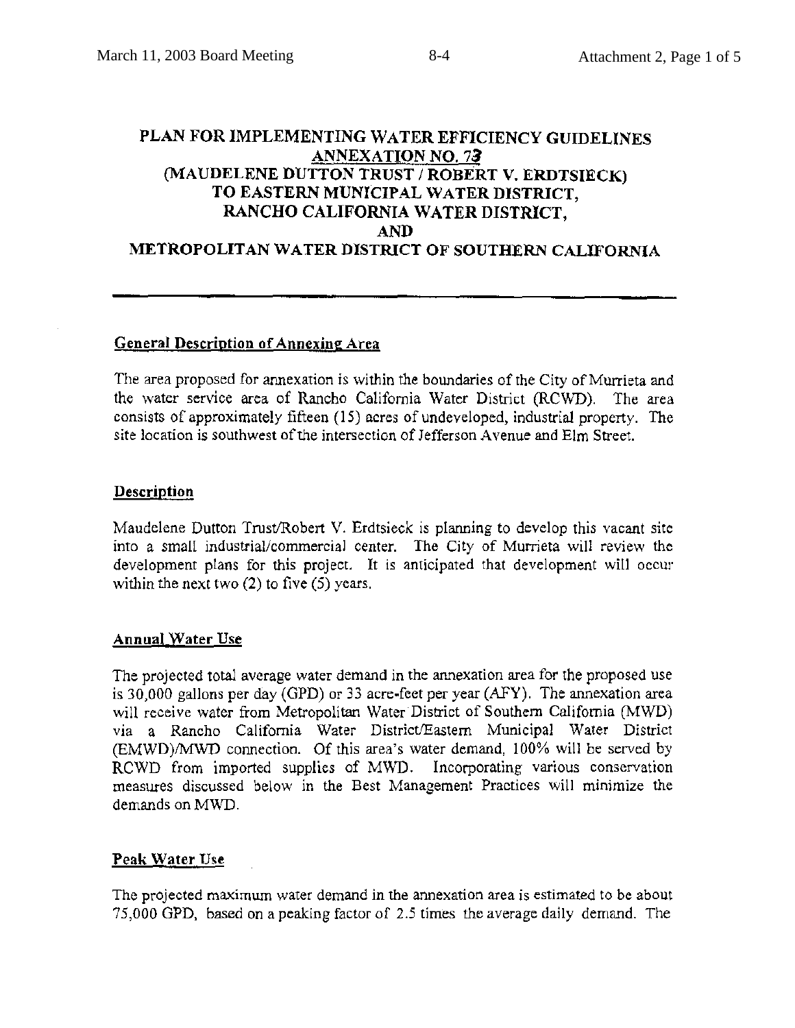# PLAN FOR IMPLEMENTING WATER EFFICIENCY GUIDELINES ANNEXATION NO. 73 (MAUDELENE DUTTON TRUST / ROBERT V. ERDTSIECK) TO EASTERN MUNICIPAL WATER DISTRICT, RANCHO CALIFORNIA WATER DISTRICT, AND METROPOLITAN WATER DISTRICT OF SOUTHERN CALIFORNIA

---

## General Description of Annexing Area

The area proposed for annexation is within the boundaries of the City of Murrieta and the water service area of Rancho California Water District (RCWD). The area consists of approximately fifteen (15) acres of undeveloped, industrial property. The site location is southwest of the intersection of Jefferson Avenue and Elm Street.

## Description

Maudelene Dutton Trust/Robert V. Erdtsieck is planning to develop this vacant site into a small industrial/commercial center. The City of Murrieta will review the development plans for this project. It is anticipated that development will occur within the next two (2) to five (5) years.

## Annual Water Use

The projected total average water demand in the annexation area for the proposed use is 30,000 gallons per day (GPD) or 33 acre-feet per year (AFY). The annexation area will receive water from Metropolitan Water District of Southern California (MWD) via a Rancho California Water District/Eastern Municipal Water District (EMWD)/MWD connection. Of this area's water demand, 100% will be served by RCWD from imported supplies of MWD. Incorporating various conservation measures discussed below in the Best Management Practices will minimize the demands on MWD.

## Peak Water Use

The projected maximum water demand in the annexation area is estimated to be about 75,000 GPD, based on a peaking factor of 2.5 times the average daily demand. The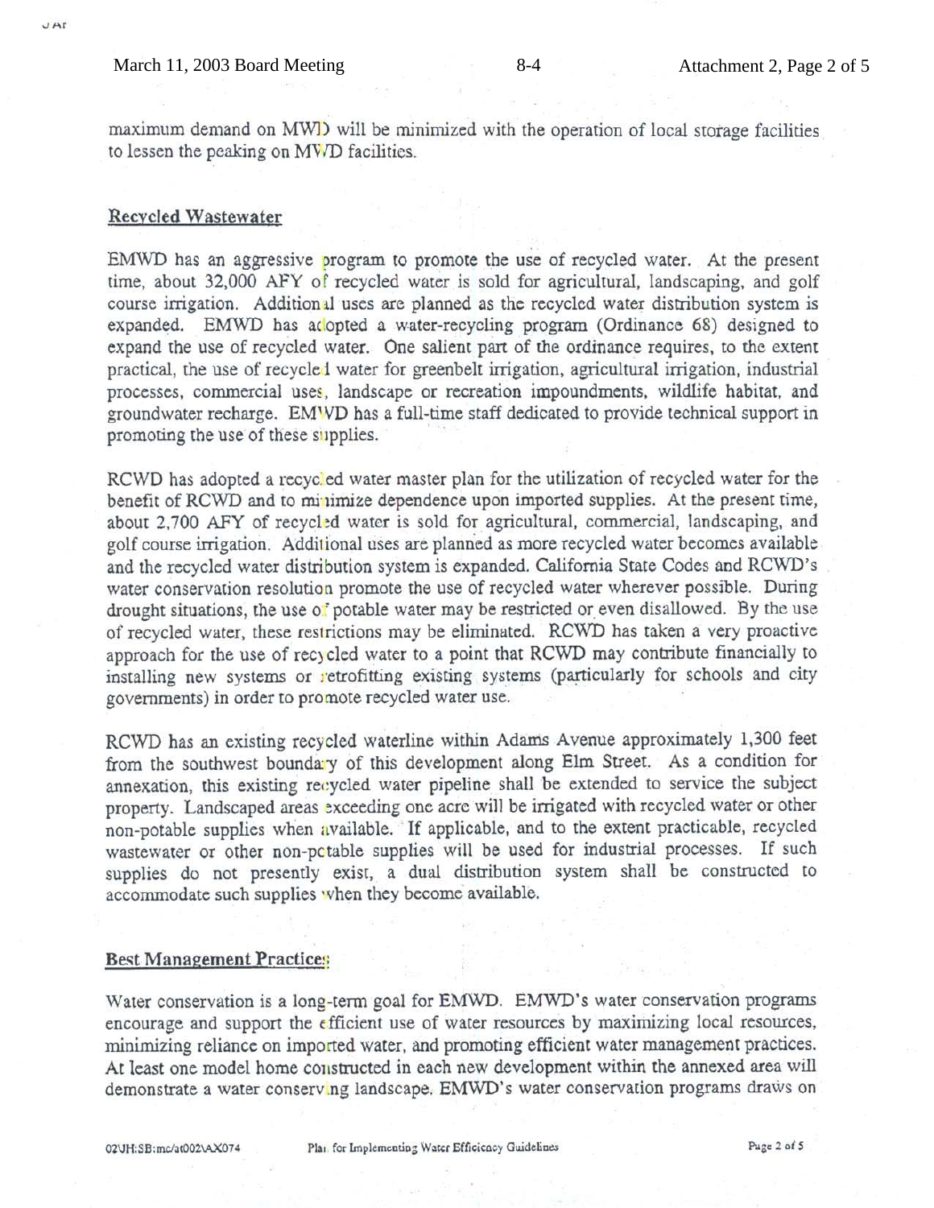maximum demand on MWD will be minimized with the operation of local storage facilities to lessen the peaking on MWD facilities.

## Recycled Wastewater

EMWD has an aggressive program to promote the use of recycled water. At the present time, about 32,000 AFY of recycled water is sold for agricultural, landscaping, and golf course irrigation. Additional uses are planned as the recycled water distribution system is expanded. EMWD has adopted a water-recycling program (Ordinance 68) designed to expand the use of recycled water. One salient part of the ordinance requires, to the extent practical, the use of recycled water for greenbelt irrigation, agricultural irrigation, industrial processes, commercial uses, landscape or recreation impoundments, wildlife habitat, and groundwater recharge. EMWD has a full-time staff dedicated to provide technical support in promoting the use of these supplies.

RCWD has adopted a recycled water master plan for the utilization of recycled water for the benefit of RCWD and to minimize dependence upon imported supplies. At the present time, about 2,700 AFY of recycled water is sold for agricultural, commercial, landscaping, and golf course irrigation. Additional uses are planned as more recycled water becomes available and the recycled water distribution system is expanded. California State Codes and RCWD's water conservation resolution promote the use of recycled water wherever possible. During drought situations, the use of potable water may be restricted or even disallowed. By the use of recycled water, these restrictions may be eliminated. RCWD has taken a very proactive approach for the use of recycled water to a point that RCWD may contribute financially to installing new systems or retrofitting existing systems (particularly for schools and city governments) in order to promote recycled water use.

RCWD has an existing recycled waterline within Adams Avenue approximately 1,300 feet from the southwest boundary of this development along Elm Street. As a condition for annexation, this existing recycled water pipeline shall be extended to service the subject property. Landscaped areas exceeding one acre will be irrigated with recycled water or other non-potable supplies when available. If applicable, and to the extent practicable, recycled wastewater or other non-potable supplies will be used for industrial processes. If such supplies do not presently exist, a dual distribution system shall be constructed to accommodate such supplies when they become available.

## Best Management Practices

Water conservation is a long-term goal for EMWD. EMWD's water conservation programs encourage and support the efficient use of water resources by maximizing local resources, minimizing reliance on imported water, and promoting efficient water management practices. At least one model home constructed in each new development within the annexed area will demonstrate a water conserving landscape. EMWD's water conservation programs draws on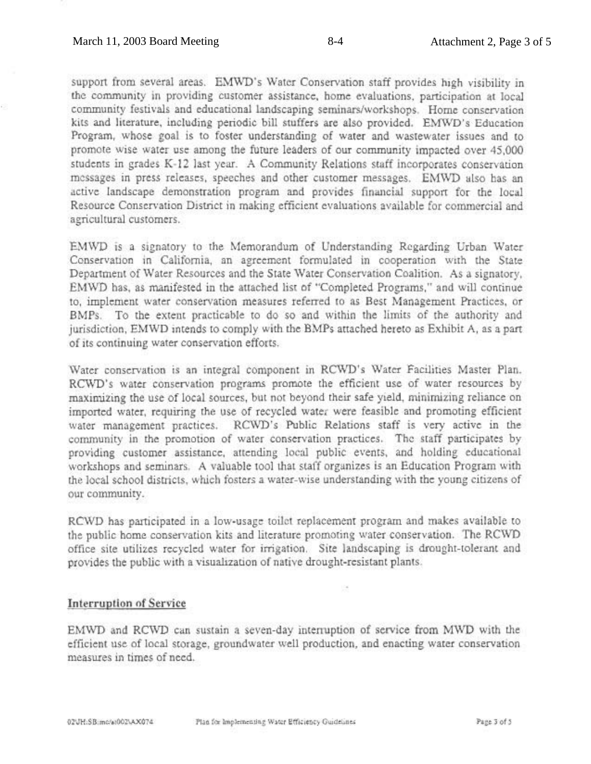support from several areas. EMWD's Water Conservation staff provides high visibility in the community in providing customer assistance, home evaluations, participation at local community festivals and educational landscaping seminars/workshops. Home conservation kits and literature, including periodic bill stuffers are also provided. EMWD's Education Program, whose goal is to foster understanding of water and wastewater issues and to promote wise water use among the future leaders of our community impacted over 45,000 students in grades K-12 last year. A Community Relations staff incorporates conservation messages in press releases, speeches and other customer messages. EMWD also has an active landscape demonstration program and provides financial support for the local Resource Conservation District in making efficient evaluations available for commercial and agricultural customers.

EMWD is a signatory to the Memorandum of Understanding Regarding Urban Water Conservation in California, an agreement formulated in cooperation with the State Department of Water Resources and the State Water Conservation Coalition. As a signatory, EMWD has, as manifested in the attached list of "Completed Programs," and will continue to, implement water conservation measures referred to as Best Management Practices, or BMPs. To the extent practicable to do so and within the limits of the authority and jurisdiction, EMWD intends to comply with the BMPs attached hereto as Exhibit A, as a part of its continuing water conservation efforts.

Water conservation is an integral component in RCWD's Water Facilities Master Plan. RCWD's water conservation programs promote the efficient use of water resources by maximizing the use of local sources, but not beyond their safe yield, minimizing reliance on imported water, requiring the use of recycled water were feasible and promoting efficient water management practices. RCWD's Public Relations staff is very active in the community in the promotion of water conservation practices. The staff participates by providing customer assistance, attending local public events, and holding educational workshops and seminars. A valuable tool that staff organizes is an Education Program with the local school districts, which fosters a water-wise understanding with the young citizens of our community.

RCWD has participated in a low-usage toilet replacement program and makes available to the public home conservation kits and literature promoting water conservation. The RCWD office site utilizes recycled water for irrigation. Site landscaping is drought-tolerant and provides the public with a visualization of native drought-resistant plants.

## Interruption of Service

EMWD and RCWD can sustain a seven-day interruption of service from MWD with the efficient use of local storage, groundwater well production, and enacting water conservation measures in times of need.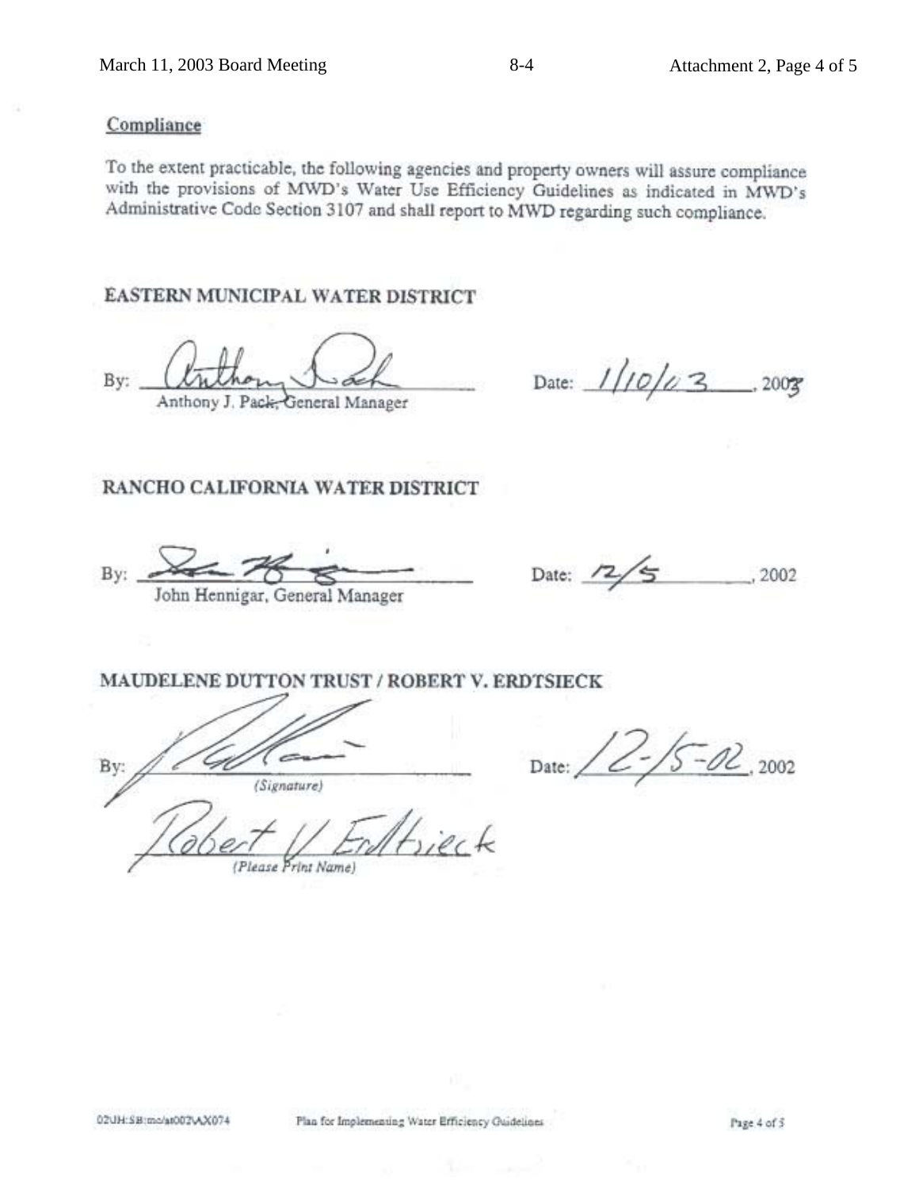## Compliance

To the extent practicable, the following agencies and property owners will assure compliance with the provisions of MWD's Water Use Efficiency Guidelines as indicated in MWD's Administrative Code Section 3107 and shall report to MWD regarding such compliance.

**EASTERN MUNICIPAL WATER DISTRICT**

By: _________________________ Date: 1/10/03, 2003
Anthony J. Pack, General Manager

**RANCHO CALIFORNIA WATER DISTRICT**

By: _________________________ Date: 12/5, 2002
John Hennigar, General Manager

**MAUDELENE DUTTON TRUST / ROBERT V. ERDTSIECK**

By: _________________________ Date: 12-5-02, 2002
*(Signature)*

Robert V Erdtsieck
*(Please Print Name)*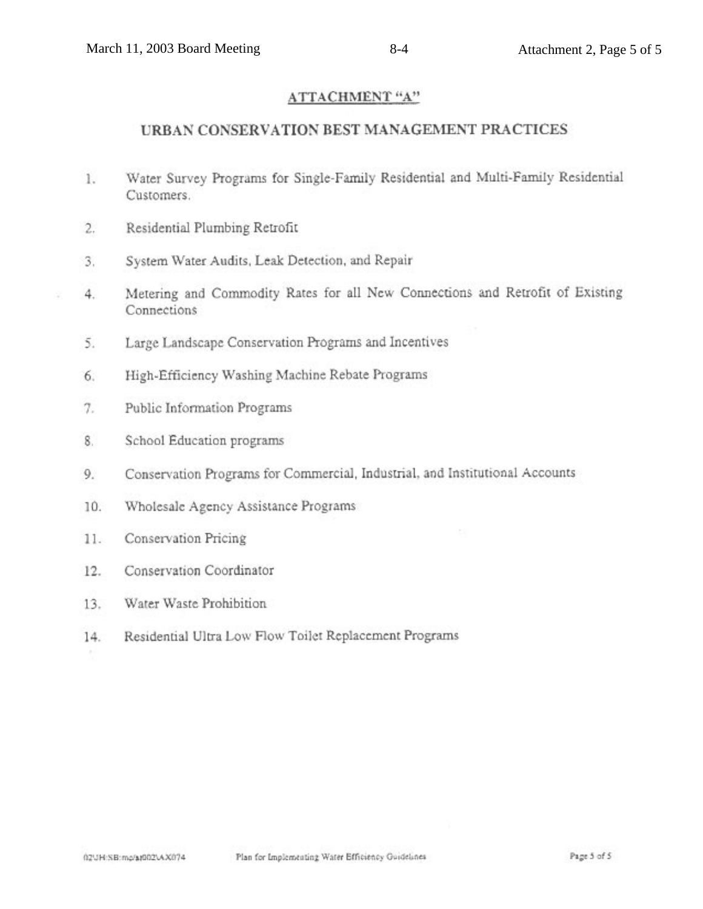## ATTACHMENT "A"

## URBAN CONSERVATION BEST MANAGEMENT PRACTICES

1. Water Survey Programs for Single-Family Residential and Multi-Family Residential Customers.
2. Residential Plumbing Retrofit
3. System Water Audits, Leak Detection, and Repair
4. Metering and Commodity Rates for all New Connections and Retrofit of Existing Connections
5. Large Landscape Conservation Programs and Incentives
6. High-Efficiency Washing Machine Rebate Programs
7. Public Information Programs
8. School Education programs
9. Conservation Programs for Commercial, Industrial, and Institutional Accounts
10. Wholesale Agency Assistance Programs
11. Conservation Pricing
12. Conservation Coordinator
13. Water Waste Prohibition
14. Residential Ultra Low Flow Toilet Replacement Programs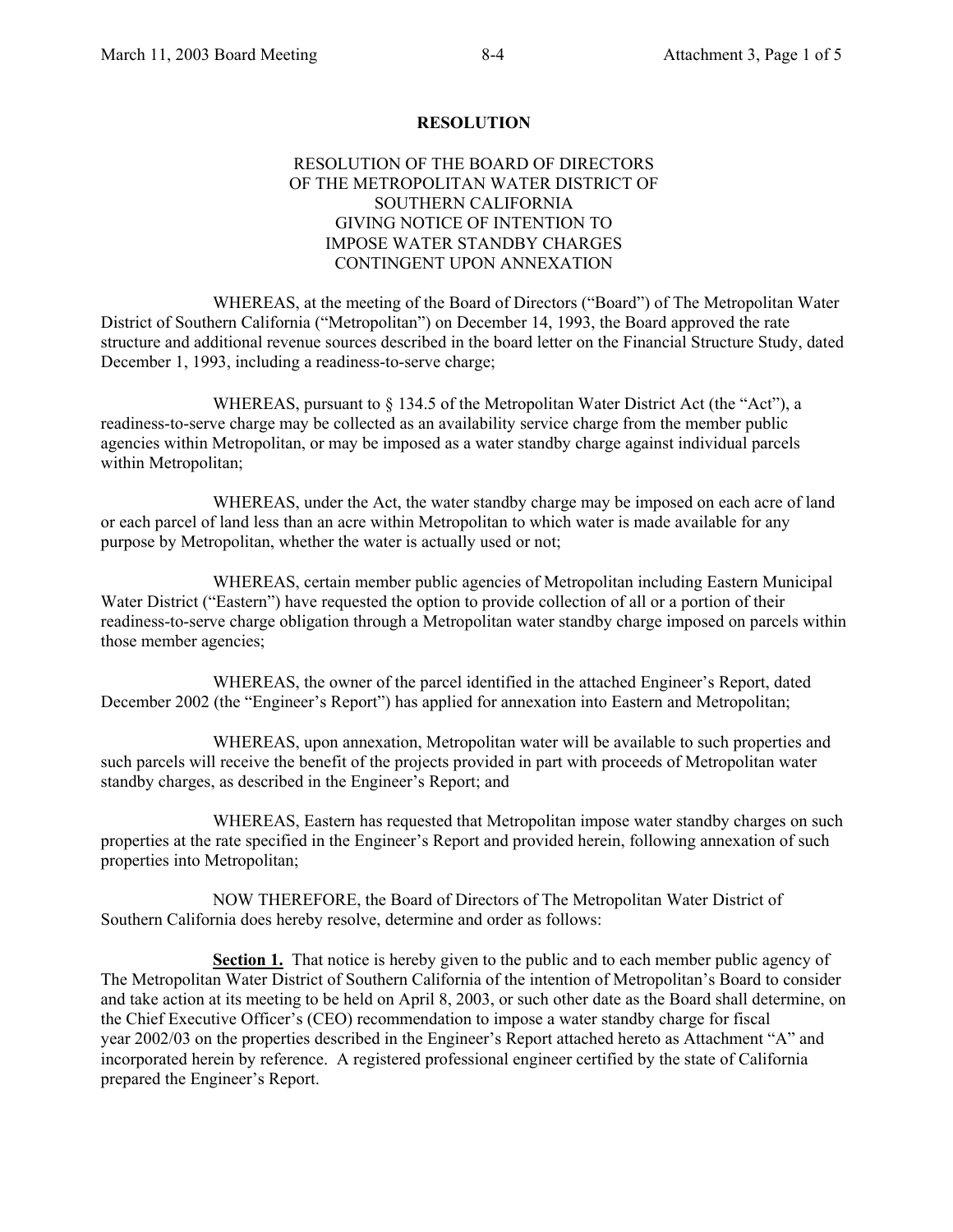**RESOLUTION**

RESOLUTION OF THE BOARD OF DIRECTORS
OF THE METROPOLITAN WATER DISTRICT OF
SOUTHERN CALIFORNIA
GIVING NOTICE OF INTENTION TO
IMPOSE WATER STANDBY CHARGES
CONTINGENT UPON ANNEXATION

WHEREAS, at the meeting of the Board of Directors ("Board") of The Metropolitan Water District of Southern California ("Metropolitan") on December 14, 1993, the Board approved the rate structure and additional revenue sources described in the board letter on the Financial Structure Study, dated December 1, 1993, including a readiness-to-serve charge;

WHEREAS, pursuant to § 134.5 of the Metropolitan Water District Act (the "Act"), a readiness-to-serve charge may be collected as an availability service charge from the member public agencies within Metropolitan, or may be imposed as a water standby charge against individual parcels within Metropolitan;

WHEREAS, under the Act, the water standby charge may be imposed on each acre of land or each parcel of land less than an acre within Metropolitan to which water is made available for any purpose by Metropolitan, whether the water is actually used or not;

WHEREAS, certain member public agencies of Metropolitan including Eastern Municipal Water District ("Eastern") have requested the option to provide collection of all or a portion of their readiness-to-serve charge obligation through a Metropolitan water standby charge imposed on parcels within those member agencies;

WHEREAS, the owner of the parcel identified in the attached Engineer's Report, dated December 2002 (the "Engineer's Report") has applied for annexation into Eastern and Metropolitan;

WHEREAS, upon annexation, Metropolitan water will be available to such properties and such parcels will receive the benefit of the projects provided in part with proceeds of Metropolitan water standby charges, as described in the Engineer's Report; and

WHEREAS, Eastern has requested that Metropolitan impose water standby charges on such properties at the rate specified in the Engineer's Report and provided herein, following annexation of such properties into Metropolitan;

NOW THEREFORE, the Board of Directors of The Metropolitan Water District of Southern California does hereby resolve, determine and order as follows:

**Section 1.** That notice is hereby given to the public and to each member public agency of The Metropolitan Water District of Southern California of the intention of Metropolitan's Board to consider and take action at its meeting to be held on April 8, 2003, or such other date as the Board shall determine, on the Chief Executive Officer's (CEO) recommendation to impose a water standby charge for fiscal year 2002/03 on the properties described in the Engineer's Report attached hereto as Attachment "A" and incorporated herein by reference. A registered professional engineer certified by the state of California prepared the Engineer's Report.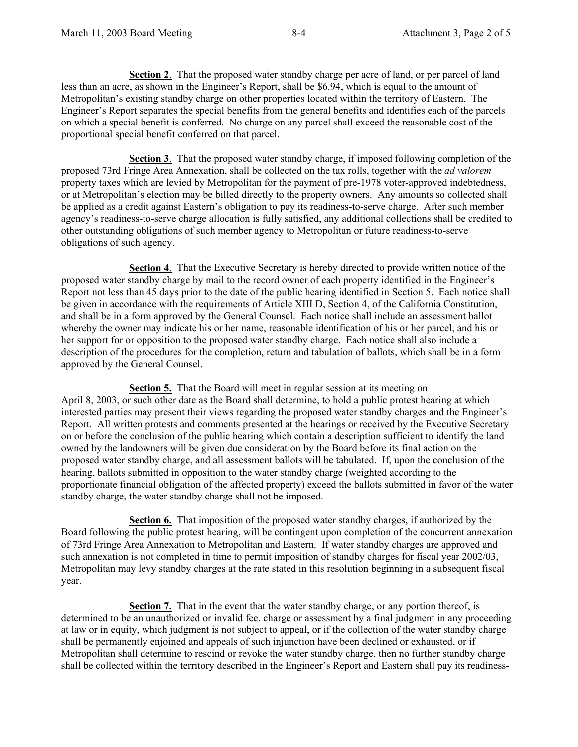**Section 2**. That the proposed water standby charge per acre of land, or per parcel of land less than an acre, as shown in the Engineer's Report, shall be $6.94, which is equal to the amount of Metropolitan's existing standby charge on other properties located within the territory of Eastern. The Engineer's Report separates the special benefits from the general benefits and identifies each of the parcels on which a special benefit is conferred. No charge on any parcel shall exceed the reasonable cost of the proportional special benefit conferred on that parcel.

**Section 3**. That the proposed water standby charge, if imposed following completion of the proposed 73rd Fringe Area Annexation, shall be collected on the tax rolls, together with the *ad valorem* property taxes which are levied by Metropolitan for the payment of pre-1978 voter-approved indebtedness, or at Metropolitan's election may be billed directly to the property owners. Any amounts so collected shall be applied as a credit against Eastern's obligation to pay its readiness-to-serve charge. After such member agency's readiness-to-serve charge allocation is fully satisfied, any additional collections shall be credited to other outstanding obligations of such member agency to Metropolitan or future readiness-to-serve obligations of such agency.

**Section 4**. That the Executive Secretary is hereby directed to provide written notice of the proposed water standby charge by mail to the record owner of each property identified in the Engineer's Report not less than 45 days prior to the date of the public hearing identified in Section 5. Each notice shall be given in accordance with the requirements of Article XIII D, Section 4, of the California Constitution, and shall be in a form approved by the General Counsel. Each notice shall include an assessment ballot whereby the owner may indicate his or her name, reasonable identification of his or her parcel, and his or her support for or opposition to the proposed water standby charge. Each notice shall also include a description of the procedures for the completion, return and tabulation of ballots, which shall be in a form approved by the General Counsel.

**Section 5.** That the Board will meet in regular session at its meeting on April 8, 2003, or such other date as the Board shall determine, to hold a public protest hearing at which interested parties may present their views regarding the proposed water standby charges and the Engineer's Report. All written protests and comments presented at the hearings or received by the Executive Secretary on or before the conclusion of the public hearing which contain a description sufficient to identify the land owned by the landowners will be given due consideration by the Board before its final action on the proposed water standby charge, and all assessment ballots will be tabulated. If, upon the conclusion of the hearing, ballots submitted in opposition to the water standby charge (weighted according to the proportionate financial obligation of the affected property) exceed the ballots submitted in favor of the water standby charge, the water standby charge shall not be imposed.

**Section 6.** That imposition of the proposed water standby charges, if authorized by the Board following the public protest hearing, will be contingent upon completion of the concurrent annexation of 73rd Fringe Area Annexation to Metropolitan and Eastern. If water standby charges are approved and such annexation is not completed in time to permit imposition of standby charges for fiscal year 2002/03, Metropolitan may levy standby charges at the rate stated in this resolution beginning in a subsequent fiscal year.

**Section 7.** That in the event that the water standby charge, or any portion thereof, is determined to be an unauthorized or invalid fee, charge or assessment by a final judgment in any proceeding at law or in equity, which judgment is not subject to appeal, or if the collection of the water standby charge shall be permanently enjoined and appeals of such injunction have been declined or exhausted, or if Metropolitan shall determine to rescind or revoke the water standby charge, then no further standby charge shall be collected within the territory described in the Engineer's Report and Eastern shall pay its readiness-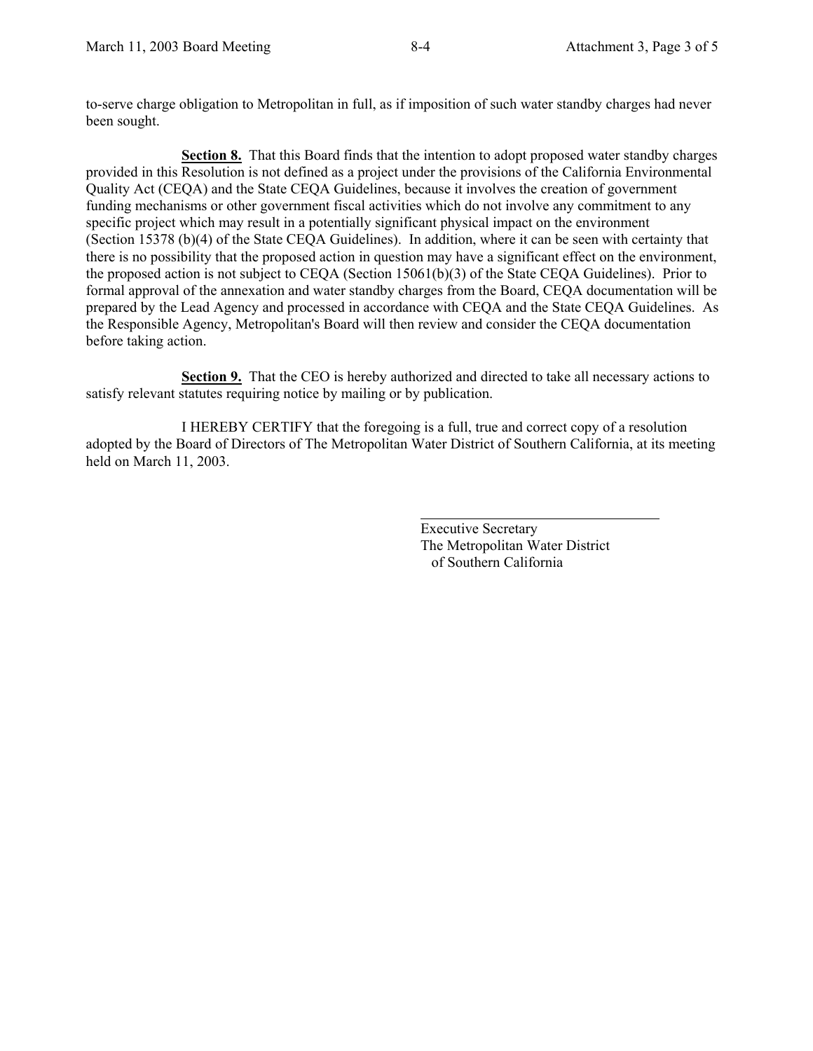to-serve charge obligation to Metropolitan in full, as if imposition of such water standby charges had never been sought.

**Section 8.** That this Board finds that the intention to adopt proposed water standby charges provided in this Resolution is not defined as a project under the provisions of the California Environmental Quality Act (CEQA) and the State CEQA Guidelines, because it involves the creation of government funding mechanisms or other government fiscal activities which do not involve any commitment to any specific project which may result in a potentially significant physical impact on the environment (Section 15378 (b)(4) of the State CEQA Guidelines). In addition, where it can be seen with certainty that there is no possibility that the proposed action in question may have a significant effect on the environment, the proposed action is not subject to CEQA (Section 15061(b)(3) of the State CEQA Guidelines). Prior to formal approval of the annexation and water standby charges from the Board, CEQA documentation will be prepared by the Lead Agency and processed in accordance with CEQA and the State CEQA Guidelines. As the Responsible Agency, Metropolitan's Board will then review and consider the CEQA documentation before taking action.

**Section 9.** That the CEO is hereby authorized and directed to take all necessary actions to satisfy relevant statutes requiring notice by mailing or by publication.

I HEREBY CERTIFY that the foregoing is a full, true and correct copy of a resolution adopted by the Board of Directors of The Metropolitan Water District of Southern California, at its meeting held on March 11, 2003.

\_\_\_\_\_\_\_\_\_\_\_\_\_\_\_\_\_\_\_\_\_\_\_\_\_\_\_\_\_\_\_\_

Executive Secretary
The Metropolitan Water District
of Southern California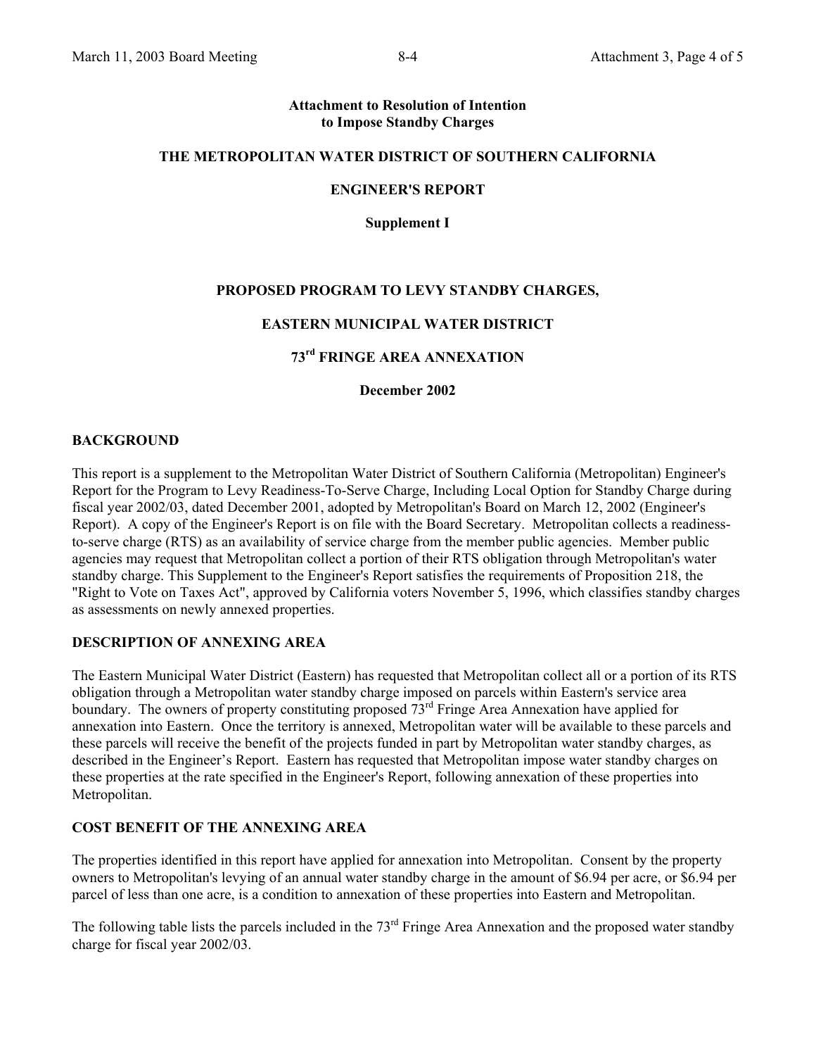**Attachment to Resolution of Intention to Impose Standby Charges**

**THE METROPOLITAN WATER DISTRICT OF SOUTHERN CALIFORNIA**

**ENGINEER'S REPORT**

**Supplement I**

**PROPOSED PROGRAM TO LEVY STANDBY CHARGES,**

**EASTERN MUNICIPAL WATER DISTRICT**

**73rd FRINGE AREA ANNEXATION**

**December 2002**

## BACKGROUND

This report is a supplement to the Metropolitan Water District of Southern California (Metropolitan) Engineer's Report for the Program to Levy Readiness-To-Serve Charge, Including Local Option for Standby Charge during fiscal year 2002/03, dated December 2001, adopted by Metropolitan's Board on March 12, 2002 (Engineer's Report). A copy of the Engineer's Report is on file with the Board Secretary. Metropolitan collects a readiness-to-serve charge (RTS) as an availability of service charge from the member public agencies. Member public agencies may request that Metropolitan collect a portion of their RTS obligation through Metropolitan's water standby charge. This Supplement to the Engineer's Report satisfies the requirements of Proposition 218, the "Right to Vote on Taxes Act", approved by California voters November 5, 1996, which classifies standby charges as assessments on newly annexed properties.

## DESCRIPTION OF ANNEXING AREA

The Eastern Municipal Water District (Eastern) has requested that Metropolitan collect all or a portion of its RTS obligation through a Metropolitan water standby charge imposed on parcels within Eastern's service area boundary. The owners of property constituting proposed 73rd Fringe Area Annexation have applied for annexation into Eastern. Once the territory is annexed, Metropolitan water will be available to these parcels and these parcels will receive the benefit of the projects funded in part by Metropolitan water standby charges, as described in the Engineer's Report. Eastern has requested that Metropolitan impose water standby charges on these properties at the rate specified in the Engineer's Report, following annexation of these properties into Metropolitan.

## COST BENEFIT OF THE ANNEXING AREA

The properties identified in this report have applied for annexation into Metropolitan. Consent by the property owners to Metropolitan's levying of an annual water standby charge in the amount of $6.94 per acre, or $6.94 per parcel of less than one acre, is a condition to annexation of these properties into Eastern and Metropolitan.

The following table lists the parcels included in the 73rd Fringe Area Annexation and the proposed water standby charge for fiscal year 2002/03.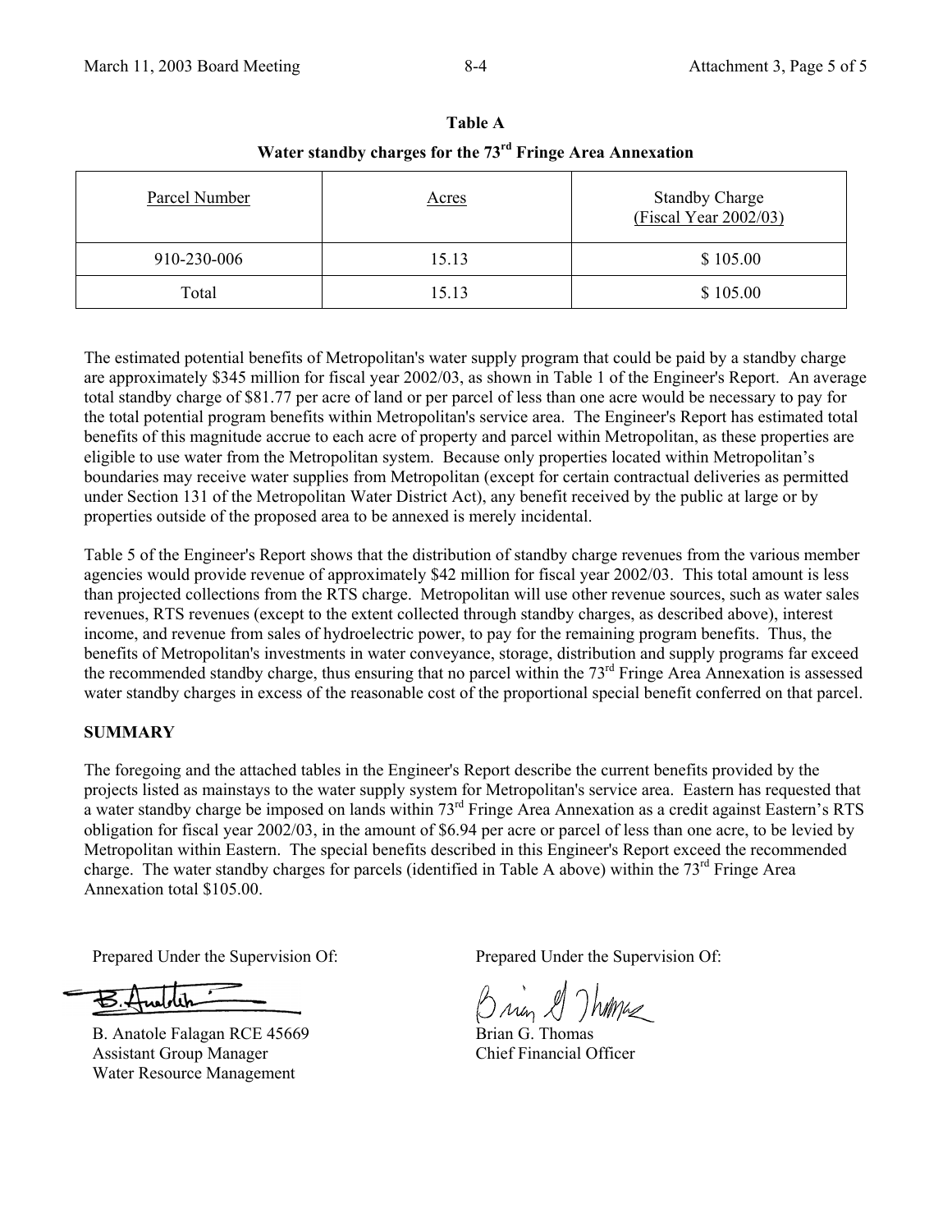**Table A**

**Water standby charges for the 73rd Fringe Area Annexation**

| Parcel Number | Acres | Standby Charge (Fiscal Year 2002/03) |
|---|---|---|
| 910-230-006 | 15.13 | $ 105.00 |
| Total | 15.13 | $ 105.00 |

The estimated potential benefits of Metropolitan's water supply program that could be paid by a standby charge are approximately $345 million for fiscal year 2002/03, as shown in Table 1 of the Engineer's Report. An average total standby charge of $81.77 per acre of land or per parcel of less than one acre would be necessary to pay for the total potential program benefits within Metropolitan's service area. The Engineer's Report has estimated total benefits of this magnitude accrue to each acre of property and parcel within Metropolitan, as these properties are eligible to use water from the Metropolitan system. Because only properties located within Metropolitan's boundaries may receive water supplies from Metropolitan (except for certain contractual deliveries as permitted under Section 131 of the Metropolitan Water District Act), any benefit received by the public at large or by properties outside of the proposed area to be annexed is merely incidental.

Table 5 of the Engineer's Report shows that the distribution of standby charge revenues from the various member agencies would provide revenue of approximately $42 million for fiscal year 2002/03. This total amount is less than projected collections from the RTS charge. Metropolitan will use other revenue sources, such as water sales revenues, RTS revenues (except to the extent collected through standby charges, as described above), interest income, and revenue from sales of hydroelectric power, to pay for the remaining program benefits. Thus, the benefits of Metropolitan's investments in water conveyance, storage, distribution and supply programs far exceed the recommended standby charge, thus ensuring that no parcel within the 73rd Fringe Area Annexation is assessed water standby charges in excess of the reasonable cost of the proportional special benefit conferred on that parcel.

**SUMMARY**

The foregoing and the attached tables in the Engineer's Report describe the current benefits provided by the projects listed as mainstays to the water supply system for Metropolitan's service area. Eastern has requested that a water standby charge be imposed on lands within 73rd Fringe Area Annexation as a credit against Eastern's RTS obligation for fiscal year 2002/03, in the amount of $6.94 per acre or parcel of less than one acre, to be levied by Metropolitan within Eastern. The special benefits described in this Engineer's Report exceed the recommended charge. The water standby charges for parcels (identified in Table A above) within the 73rd Fringe Area Annexation total $105.00.

Prepared Under the Supervision Of:

B. Anatole Falagan RCE 45669
Assistant Group Manager
Water Resource Management

Prepared Under the Supervision Of:

Brian G. Thomas
Chief Financial Officer